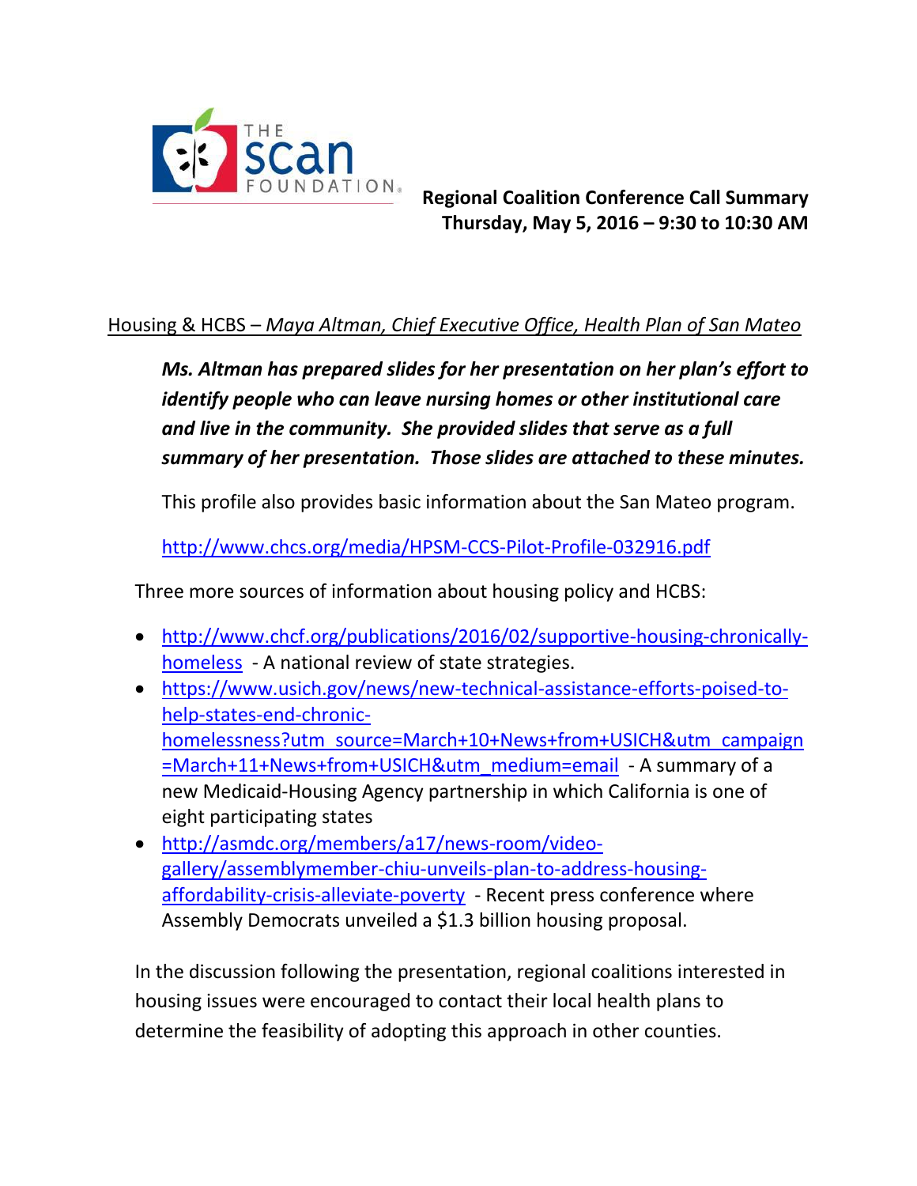THE scan FOUNDATION

**Regional Coalition Conference Call Summary**
**Thursday, May 5, 2016 – 9:30 to 10:30 AM**

Housing & HCBS – *Maya Altman, Chief Executive Office, Health Plan of San Mateo*

***Ms. Altman has prepared slides for her presentation on her plan's effort to identify people who can leave nursing homes or other institutional care and live in the community. She provided slides that serve as a full summary of her presentation. Those slides are attached to these minutes.***

This profile also provides basic information about the San Mateo program.

http://www.chcs.org/media/HPSM-CCS-Pilot-Profile-032916.pdf

Three more sources of information about housing policy and HCBS:

- http://www.chcf.org/publications/2016/02/supportive-housing-chronically-homeless - A national review of state strategies.
- https://www.usich.gov/news/new-technical-assistance-efforts-poised-to-help-states-end-chronic-homelessness?utm_source=March+10+News+from+USICH&utm_campaign=March+11+News+from+USICH&utm_medium=email - A summary of a new Medicaid-Housing Agency partnership in which California is one of eight participating states
- http://asmdc.org/members/a17/news-room/video-gallery/assemblymember-chiu-unveils-plan-to-address-housing-affordability-crisis-alleviate-poverty - Recent press conference where Assembly Democrats unveiled a $1.3 billion housing proposal.

In the discussion following the presentation, regional coalitions interested in housing issues were encouraged to contact their local health plans to determine the feasibility of adopting this approach in other counties.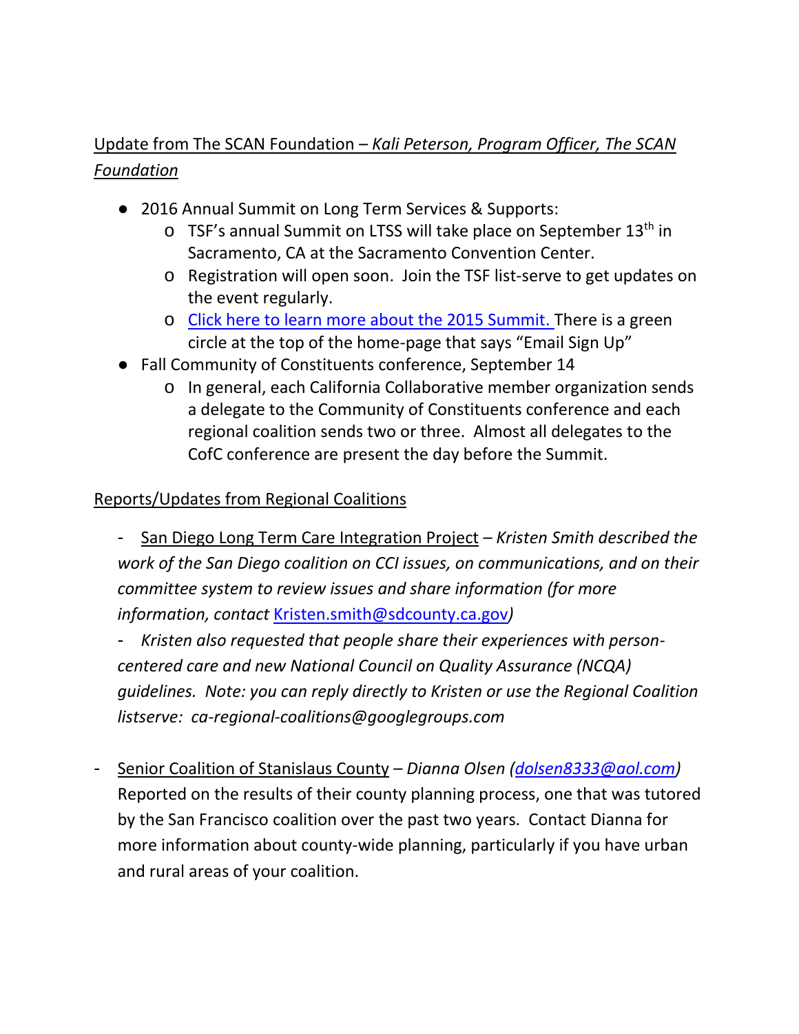Update from The SCAN Foundation – *Kali Peterson, Program Officer, The SCAN Foundation*

- 2016 Annual Summit on Long Term Services & Supports:
  - TSF's annual Summit on LTSS will take place on September 13th in Sacramento, CA at the Sacramento Convention Center.
  - Registration will open soon. Join the TSF list-serve to get updates on the event regularly.
  - Click here to learn more about the 2015 Summit. There is a green circle at the top of the home-page that says "Email Sign Up"
- Fall Community of Constituents conference, September 14
  - In general, each California Collaborative member organization sends a delegate to the Community of Constituents conference and each regional coalition sends two or three. Almost all delegates to the CofC conference are present the day before the Summit.

Reports/Updates from Regional Coalitions

- San Diego Long Term Care Integration Project – *Kristen Smith described the work of the San Diego coalition on CCI issues, on communications, and on their committee system to review issues and share information (for more information, contact* Kristen.smith@sdcounty.ca.gov*)*
- *Kristen also requested that people share their experiences with person-centered care and new National Council on Quality Assurance (NCQA) guidelines. Note: you can reply directly to Kristen or use the Regional Coalition listserve: ca-regional-coalitions@googlegroups.com*

- Senior Coalition of Stanislaus County – *Dianna Olsen (dolsen8333@aol.com)* Reported on the results of their county planning process, one that was tutored by the San Francisco coalition over the past two years. Contact Dianna for more information about county-wide planning, particularly if you have urban and rural areas of your coalition.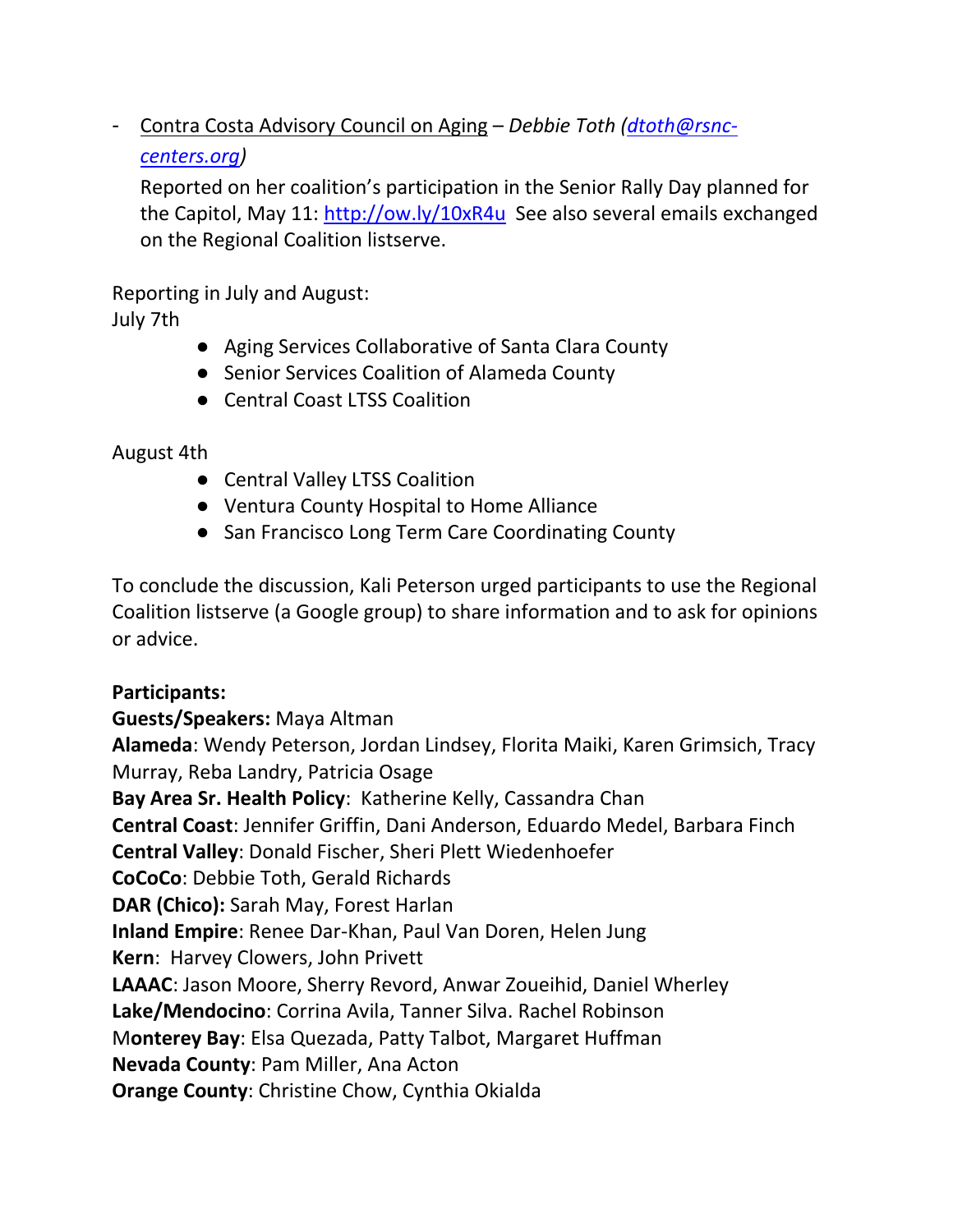- Contra Costa Advisory Council on Aging – *Debbie Toth ([dtoth@rsnc-centers.org](mailto:dtoth@rsnc-centers.org))*

  Reported on her coalition's participation in the Senior Rally Day planned for the Capitol, May 11: [http://ow.ly/10xR4u](http://ow.ly/10xR4u) See also several emails exchanged on the Regional Coalition listserve.

Reporting in July and August:
July 7th

- Aging Services Collaborative of Santa Clara County
- Senior Services Coalition of Alameda County
- Central Coast LTSS Coalition

August 4th

- Central Valley LTSS Coalition
- Ventura County Hospital to Home Alliance
- San Francisco Long Term Care Coordinating County

To conclude the discussion, Kali Peterson urged participants to use the Regional Coalition listserve (a Google group) to share information and to ask for opinions or advice.

**Participants:**
**Guests/Speakers:** Maya Altman
**Alameda**: Wendy Peterson, Jordan Lindsey, Florita Maiki, Karen Grimsich, Tracy Murray, Reba Landry, Patricia Osage
**Bay Area Sr. Health Policy**: Katherine Kelly, Cassandra Chan
**Central Coast**: Jennifer Griffin, Dani Anderson, Eduardo Medel, Barbara Finch
**Central Valley**: Donald Fischer, Sheri Plett Wiedenhoefer
**CoCoCo**: Debbie Toth, Gerald Richards
**DAR (Chico):** Sarah May, Forest Harlan
**Inland Empire**: Renee Dar-Khan, Paul Van Doren, Helen Jung
**Kern**: Harvey Clowers, John Privett
**LAAAC**: Jason Moore, Sherry Revord, Anwar Zoueihid, Daniel Wherley
**Lake/Mendocino**: Corrina Avila, Tanner Silva. Rachel Robinson
M**onterey Bay**: Elsa Quezada, Patty Talbot, Margaret Huffman
**Nevada County**: Pam Miller, Ana Acton
**Orange County**: Christine Chow, Cynthia Okialda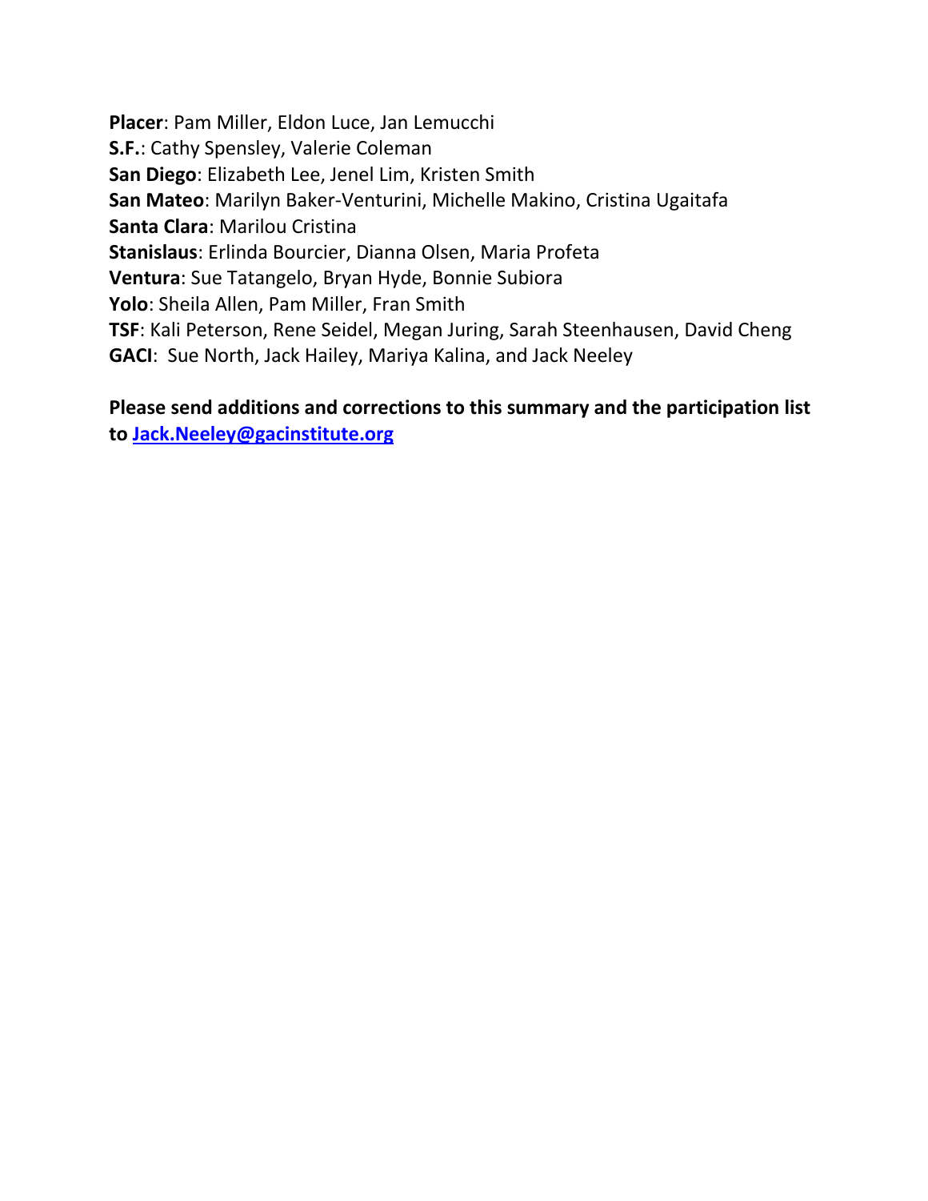**Placer**: Pam Miller, Eldon Luce, Jan Lemucchi
**S.F.**: Cathy Spensley, Valerie Coleman
**San Diego**: Elizabeth Lee, Jenel Lim, Kristen Smith
**San Mateo**: Marilyn Baker-Venturini, Michelle Makino, Cristina Ugaitafa
**Santa Clara**: Marilou Cristina
**Stanislaus**: Erlinda Bourcier, Dianna Olsen, Maria Profeta
**Ventura**: Sue Tatangelo, Bryan Hyde, Bonnie Subiora
**Yolo**: Sheila Allen, Pam Miller, Fran Smith
**TSF**: Kali Peterson, Rene Seidel, Megan Juring, Sarah Steenhausen, David Cheng
**GACI**: Sue North, Jack Hailey, Mariya Kalina, and Jack Neeley

**Please send additions and corrections to this summary and the participation list to [Jack.Neeley@gacinstitute.org](mailto:Jack.Neeley@gacinstitute.org)**